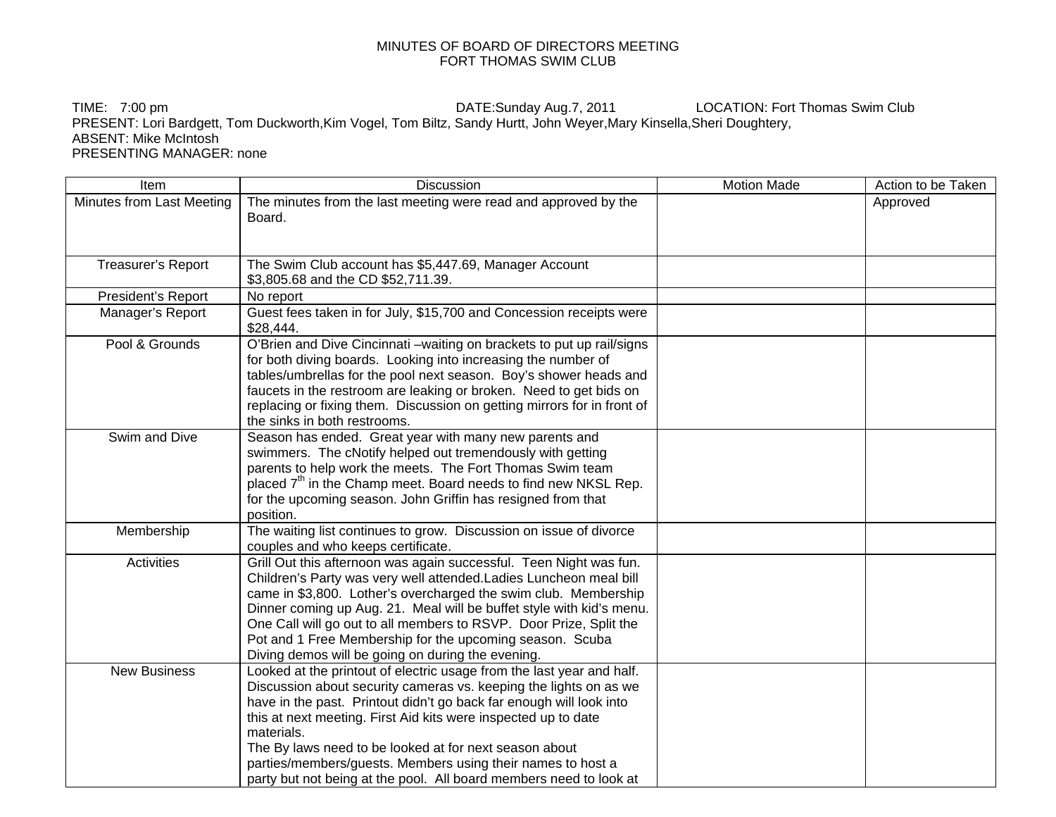# MINUTES OF BOARD OF DIRECTORS MEETING
# FORT THOMAS SWIM CLUB

TIME: 7:00 pm DATE:Sunday Aug.7, 2011 LOCATION: Fort Thomas Swim Club
PRESENT: Lori Bardgett, Tom Duckworth,Kim Vogel, Tom Biltz, Sandy Hurtt, John Weyer,Mary Kinsella,Sheri Doughtery,
ABSENT: Mike McIntosh
PRESENTING MANAGER: none

| Item | Discussion | Motion Made | Action to be Taken |
|---|---|---|---|
| Minutes from Last Meeting | The minutes from the last meeting were read and approved by the Board. | | Approved |
| Treasurer's Report | The Swim Club account has $5,447.69, Manager Account $3,805.68 and the CD $52,711.39. | | |
| President's Report | No report | | |
| Manager's Report | Guest fees taken in for July, $15,700 and Concession receipts were $28,444. | | |
| Pool & Grounds | O'Brien and Dive Cincinnati –waiting on brackets to put up rail/signs for both diving boards. Looking into increasing the number of tables/umbrellas for the pool next season. Boy's shower heads and faucets in the restroom are leaking or broken. Need to get bids on replacing or fixing them. Discussion on getting mirrors for in front of the sinks in both restrooms. | | |
| Swim and Dive | Season has ended. Great year with many new parents and swimmers. The cNotify helped out tremendously with getting parents to help work the meets. The Fort Thomas Swim team placed 7th in the Champ meet. Board needs to find new NKSL Rep. for the upcoming season. John Griffin has resigned from that position. | | |
| Membership | The waiting list continues to grow. Discussion on issue of divorce couples and who keeps certificate. | | |
| Activities | Grill Out this afternoon was again successful. Teen Night was fun. Children's Party was very well attended.Ladies Luncheon meal bill came in $3,800. Lother's overcharged the swim club. Membership Dinner coming up Aug. 21. Meal will be buffet style with kid's menu. One Call will go out to all members to RSVP. Door Prize, Split the Pot and 1 Free Membership for the upcoming season. Scuba Diving demos will be going on during the evening. | | |
| New Business | Looked at the printout of electric usage from the last year and half. Discussion about security cameras vs. keeping the lights on as we have in the past. Printout didn't go back far enough will look into this at next meeting. First Aid kits were inspected up to date materials.<br>The By laws need to be looked at for next season about parties/members/guests. Members using their names to host a party but not being at the pool. All board members need to look at | | |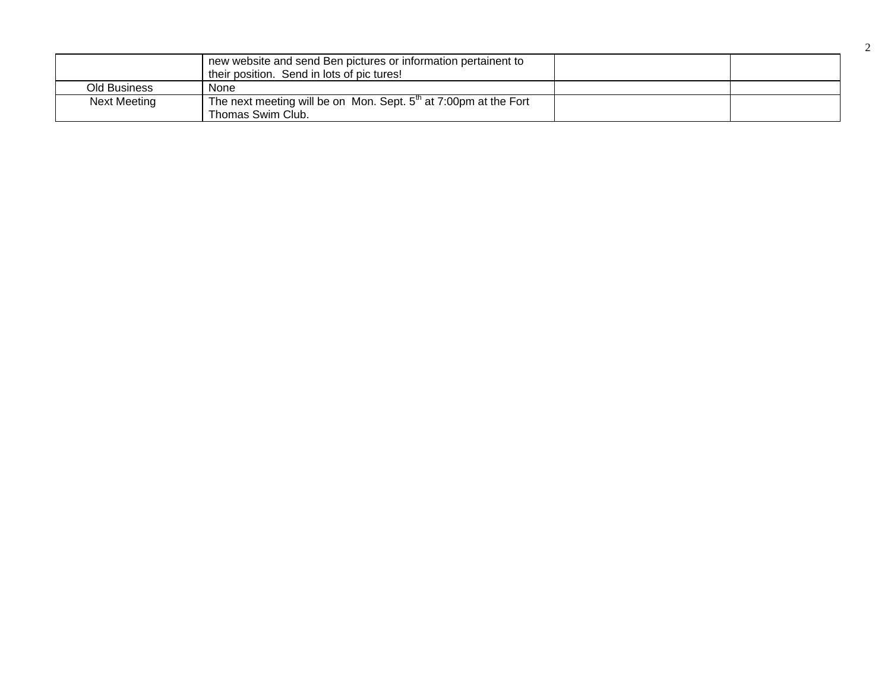| | | | |
|---|---|---|---|
| | new website and send Ben pictures or information pertainent to their position. Send in lots of pic tures! | | |
| Old Business | None | | |
| Next Meeting | The next meeting will be on Mon. Sept. 5th at 7:00pm at the Fort Thomas Swim Club. | | |